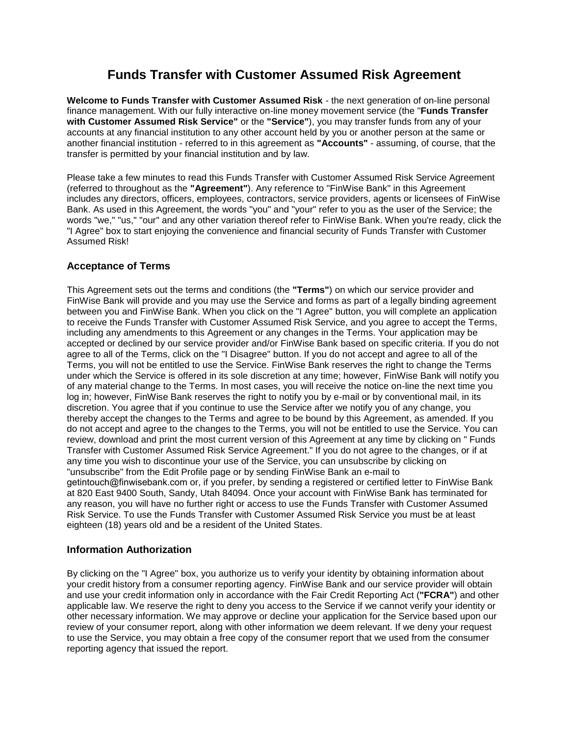# Funds Transfer with Customer Assumed Risk Agreement

**Welcome to Funds Transfer with Customer Assumed Risk** - the next generation of on-line personal finance management. With our fully interactive on-line money movement service (the "**Funds Transfer with Customer Assumed Risk Service"** or the **"Service"**), you may transfer funds from any of your accounts at any financial institution to any other account held by you or another person at the same or another financial institution - referred to in this agreement as **"Accounts"** - assuming, of course, that the transfer is permitted by your financial institution and by law.

Please take a few minutes to read this Funds Transfer with Customer Assumed Risk Service Agreement (referred to throughout as the **"Agreement"**). Any reference to "FinWise Bank" in this Agreement includes any directors, officers, employees, contractors, service providers, agents or licensees of FinWise Bank. As used in this Agreement, the words "you" and "your" refer to you as the user of the Service; the words "we," "us," "our" and any other variation thereof refer to FinWise Bank. When you're ready, click the "I Agree" box to start enjoying the convenience and financial security of Funds Transfer with Customer Assumed Risk!

## Acceptance of Terms

This Agreement sets out the terms and conditions (the **"Terms"**) on which our service provider and FinWise Bank will provide and you may use the Service and forms as part of a legally binding agreement between you and FinWise Bank. When you click on the "I Agree" button, you will complete an application to receive the Funds Transfer with Customer Assumed Risk Service, and you agree to accept the Terms, including any amendments to this Agreement or any changes in the Terms. Your application may be accepted or declined by our service provider and/or FinWise Bank based on specific criteria. If you do not agree to all of the Terms, click on the "I Disagree" button. If you do not accept and agree to all of the Terms, you will not be entitled to use the Service. FinWise Bank reserves the right to change the Terms under which the Service is offered in its sole discretion at any time; however, FinWise Bank will notify you of any material change to the Terms. In most cases, you will receive the notice on-line the next time you log in; however, FinWise Bank reserves the right to notify you by e-mail or by conventional mail, in its discretion. You agree that if you continue to use the Service after we notify you of any change, you thereby accept the changes to the Terms and agree to be bound by this Agreement, as amended. If you do not accept and agree to the changes to the Terms, you will not be entitled to use the Service. You can review, download and print the most current version of this Agreement at any time by clicking on " Funds Transfer with Customer Assumed Risk Service Agreement." If you do not agree to the changes, or if at any time you wish to discontinue your use of the Service, you can unsubscribe by clicking on "unsubscribe" from the Edit Profile page or by sending FinWise Bank an e-mail to getintouch@finwisebank.com or, if you prefer, by sending a registered or certified letter to FinWise Bank at 820 East 9400 South, Sandy, Utah 84094. Once your account with FinWise Bank has terminated for any reason, you will have no further right or access to use the Funds Transfer with Customer Assumed Risk Service. To use the Funds Transfer with Customer Assumed Risk Service you must be at least eighteen (18) years old and be a resident of the United States.

## Information Authorization

By clicking on the "I Agree" box, you authorize us to verify your identity by obtaining information about your credit history from a consumer reporting agency. FinWise Bank and our service provider will obtain and use your credit information only in accordance with the Fair Credit Reporting Act (**"FCRA"**) and other applicable law. We reserve the right to deny you access to the Service if we cannot verify your identity or other necessary information. We may approve or decline your application for the Service based upon our review of your consumer report, along with other information we deem relevant. If we deny your request to use the Service, you may obtain a free copy of the consumer report that we used from the consumer reporting agency that issued the report.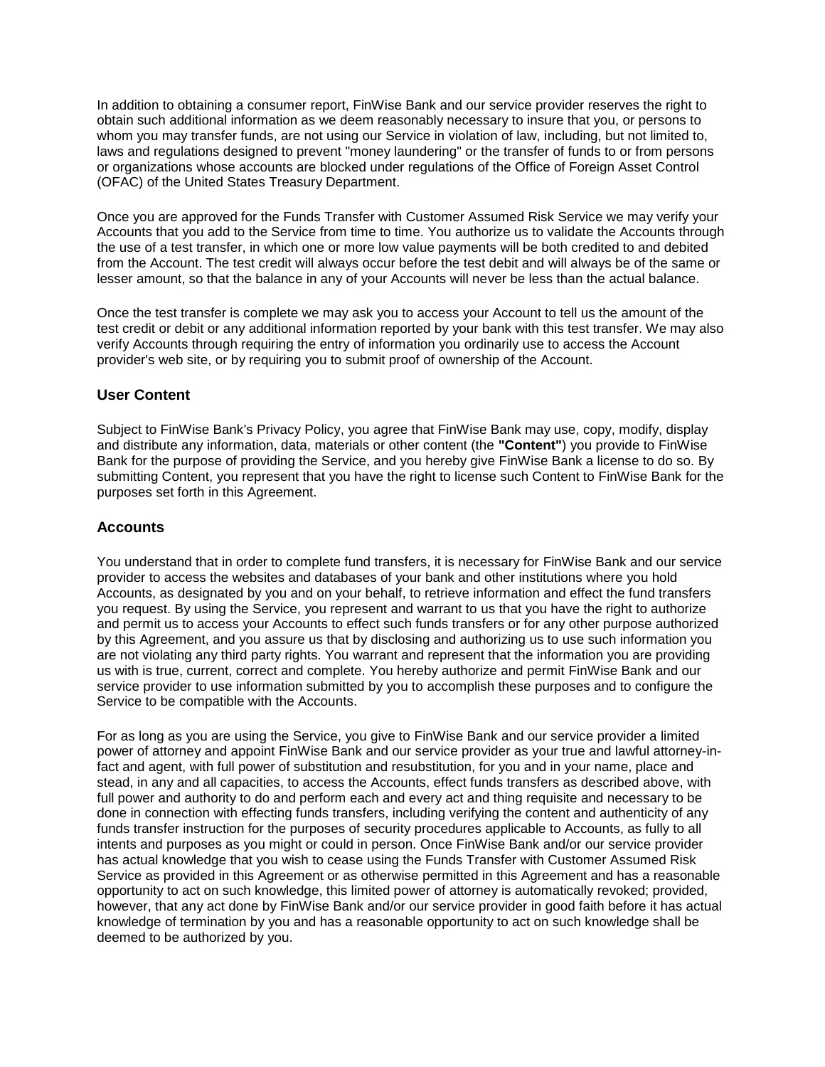In addition to obtaining a consumer report, FinWise Bank and our service provider reserves the right to obtain such additional information as we deem reasonably necessary to insure that you, or persons to whom you may transfer funds, are not using our Service in violation of law, including, but not limited to, laws and regulations designed to prevent "money laundering" or the transfer of funds to or from persons or organizations whose accounts are blocked under regulations of the Office of Foreign Asset Control (OFAC) of the United States Treasury Department.

Once you are approved for the Funds Transfer with Customer Assumed Risk Service we may verify your Accounts that you add to the Service from time to time. You authorize us to validate the Accounts through the use of a test transfer, in which one or more low value payments will be both credited to and debited from the Account. The test credit will always occur before the test debit and will always be of the same or lesser amount, so that the balance in any of your Accounts will never be less than the actual balance.

Once the test transfer is complete we may ask you to access your Account to tell us the amount of the test credit or debit or any additional information reported by your bank with this test transfer. We may also verify Accounts through requiring the entry of information you ordinarily use to access the Account provider's web site, or by requiring you to submit proof of ownership of the Account.

### User Content

Subject to FinWise Bank's Privacy Policy, you agree that FinWise Bank may use, copy, modify, display and distribute any information, data, materials or other content (the **"Content"**) you provide to FinWise Bank for the purpose of providing the Service, and you hereby give FinWise Bank a license to do so. By submitting Content, you represent that you have the right to license such Content to FinWise Bank for the purposes set forth in this Agreement.

### Accounts

You understand that in order to complete fund transfers, it is necessary for FinWise Bank and our service provider to access the websites and databases of your bank and other institutions where you hold Accounts, as designated by you and on your behalf, to retrieve information and effect the fund transfers you request. By using the Service, you represent and warrant to us that you have the right to authorize and permit us to access your Accounts to effect such funds transfers or for any other purpose authorized by this Agreement, and you assure us that by disclosing and authorizing us to use such information you are not violating any third party rights. You warrant and represent that the information you are providing us with is true, current, correct and complete. You hereby authorize and permit FinWise Bank and our service provider to use information submitted by you to accomplish these purposes and to configure the Service to be compatible with the Accounts.

For as long as you are using the Service, you give to FinWise Bank and our service provider a limited power of attorney and appoint FinWise Bank and our service provider as your true and lawful attorney-in-fact and agent, with full power of substitution and resubstitution, for you and in your name, place and stead, in any and all capacities, to access the Accounts, effect funds transfers as described above, with full power and authority to do and perform each and every act and thing requisite and necessary to be done in connection with effecting funds transfers, including verifying the content and authenticity of any funds transfer instruction for the purposes of security procedures applicable to Accounts, as fully to all intents and purposes as you might or could in person. Once FinWise Bank and/or our service provider has actual knowledge that you wish to cease using the Funds Transfer with Customer Assumed Risk Service as provided in this Agreement or as otherwise permitted in this Agreement and has a reasonable opportunity to act on such knowledge, this limited power of attorney is automatically revoked; provided, however, that any act done by FinWise Bank and/or our service provider in good faith before it has actual knowledge of termination by you and has a reasonable opportunity to act on such knowledge shall be deemed to be authorized by you.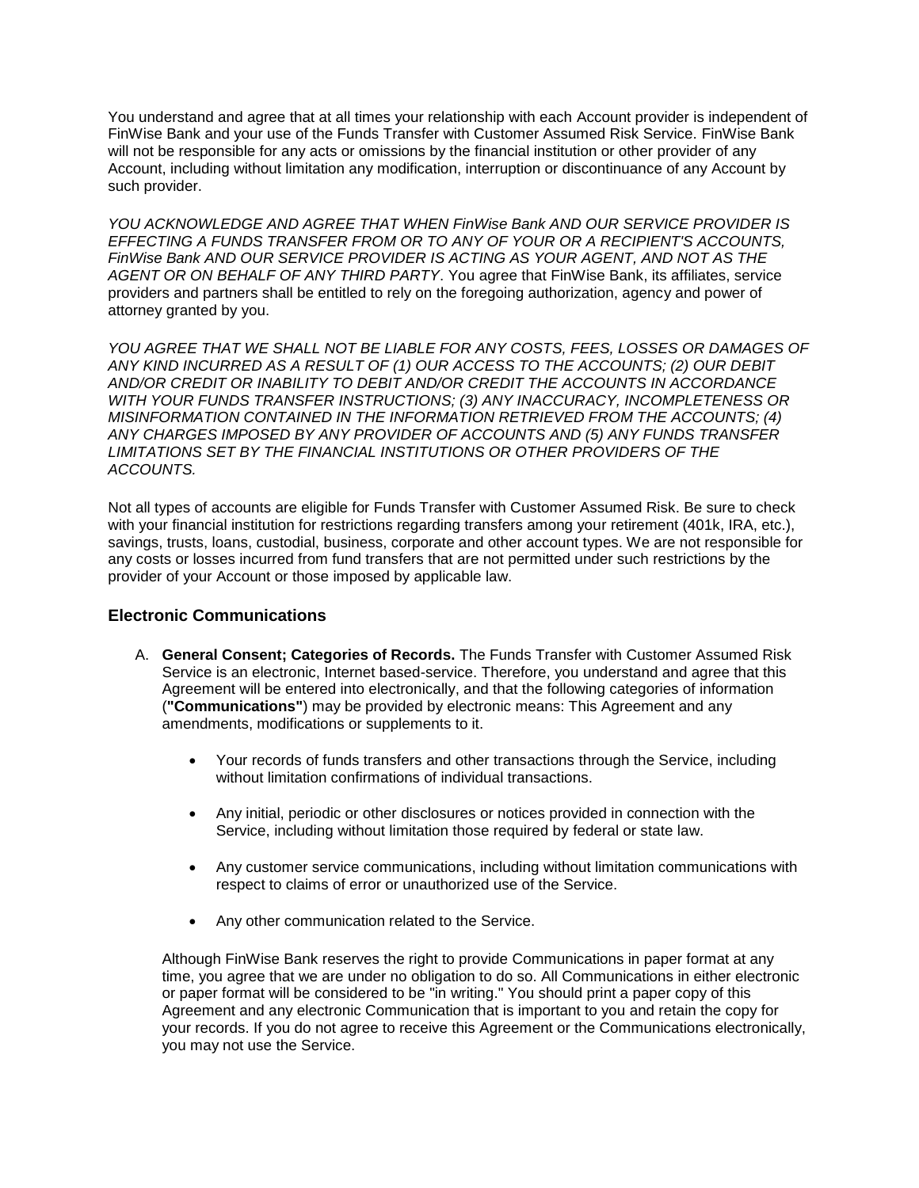You understand and agree that at all times your relationship with each Account provider is independent of FinWise Bank and your use of the Funds Transfer with Customer Assumed Risk Service. FinWise Bank will not be responsible for any acts or omissions by the financial institution or other provider of any Account, including without limitation any modification, interruption or discontinuance of any Account by such provider.

*YOU ACKNOWLEDGE AND AGREE THAT WHEN FinWise Bank AND OUR SERVICE PROVIDER IS EFFECTING A FUNDS TRANSFER FROM OR TO ANY OF YOUR OR A RECIPIENT'S ACCOUNTS, FinWise Bank AND OUR SERVICE PROVIDER IS ACTING AS YOUR AGENT, AND NOT AS THE AGENT OR ON BEHALF OF ANY THIRD PARTY*. You agree that FinWise Bank, its affiliates, service providers and partners shall be entitled to rely on the foregoing authorization, agency and power of attorney granted by you.

*YOU AGREE THAT WE SHALL NOT BE LIABLE FOR ANY COSTS, FEES, LOSSES OR DAMAGES OF ANY KIND INCURRED AS A RESULT OF (1) OUR ACCESS TO THE ACCOUNTS; (2) OUR DEBIT AND/OR CREDIT OR INABILITY TO DEBIT AND/OR CREDIT THE ACCOUNTS IN ACCORDANCE WITH YOUR FUNDS TRANSFER INSTRUCTIONS; (3) ANY INACCURACY, INCOMPLETENESS OR MISINFORMATION CONTAINED IN THE INFORMATION RETRIEVED FROM THE ACCOUNTS; (4) ANY CHARGES IMPOSED BY ANY PROVIDER OF ACCOUNTS AND (5) ANY FUNDS TRANSFER LIMITATIONS SET BY THE FINANCIAL INSTITUTIONS OR OTHER PROVIDERS OF THE ACCOUNTS.*

Not all types of accounts are eligible for Funds Transfer with Customer Assumed Risk. Be sure to check with your financial institution for restrictions regarding transfers among your retirement (401k, IRA, etc.), savings, trusts, loans, custodial, business, corporate and other account types. We are not responsible for any costs or losses incurred from fund transfers that are not permitted under such restrictions by the provider of your Account or those imposed by applicable law.

## Electronic Communications

A. **General Consent; Categories of Records.** The Funds Transfer with Customer Assumed Risk Service is an electronic, Internet based-service. Therefore, you understand and agree that this Agreement will be entered into electronically, and that the following categories of information (**"Communications"**) may be provided by electronic means: This Agreement and any amendments, modifications or supplements to it.

   - Your records of funds transfers and other transactions through the Service, including without limitation confirmations of individual transactions.
   - Any initial, periodic or other disclosures or notices provided in connection with the Service, including without limitation those required by federal or state law.
   - Any customer service communications, including without limitation communications with respect to claims of error or unauthorized use of the Service.
   - Any other communication related to the Service.

   Although FinWise Bank reserves the right to provide Communications in paper format at any time, you agree that we are under no obligation to do so. All Communications in either electronic or paper format will be considered to be "in writing." You should print a paper copy of this Agreement and any electronic Communication that is important to you and retain the copy for your records. If you do not agree to receive this Agreement or the Communications electronically, you may not use the Service.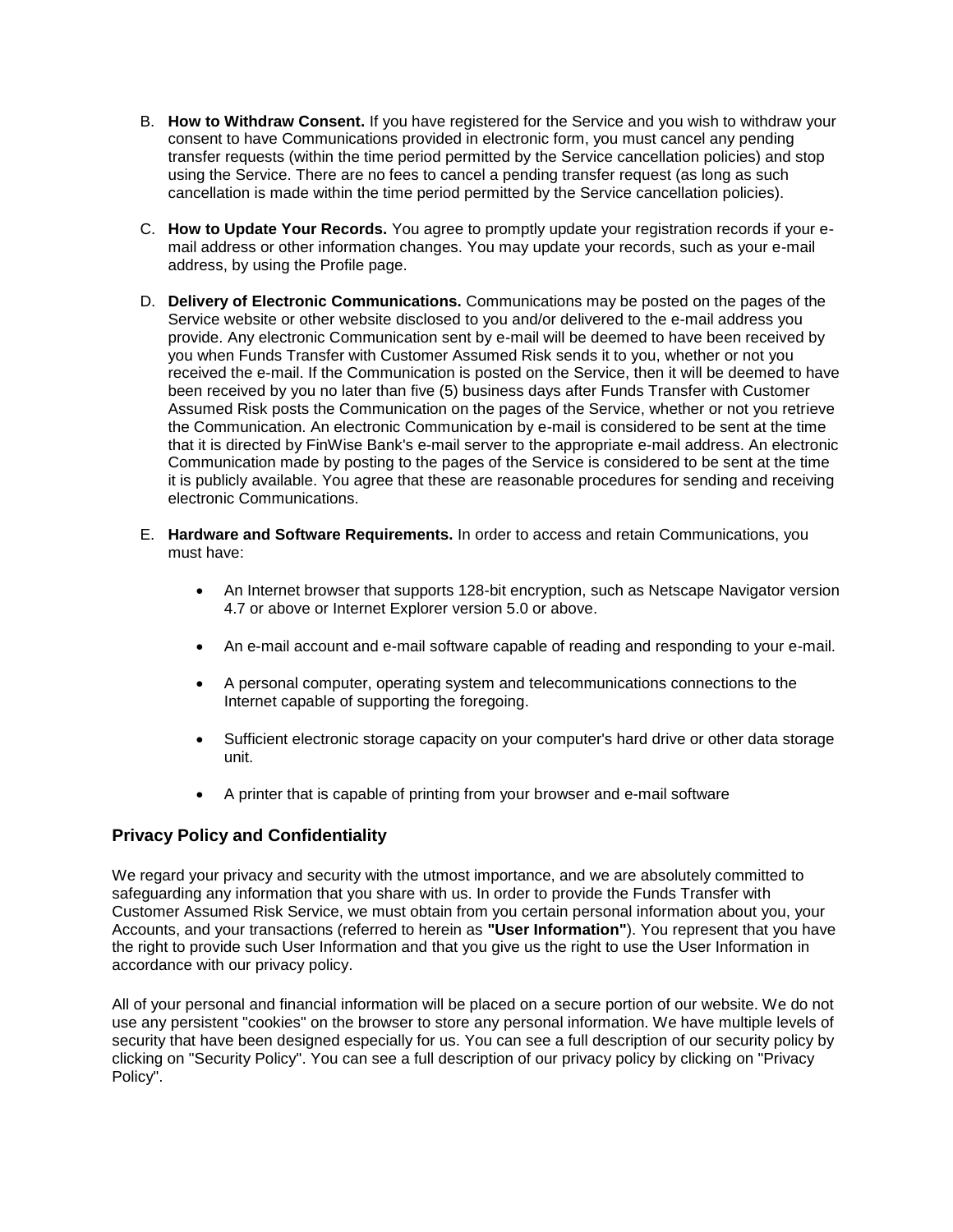B. **How to Withdraw Consent.** If you have registered for the Service and you wish to withdraw your consent to have Communications provided in electronic form, you must cancel any pending transfer requests (within the time period permitted by the Service cancellation policies) and stop using the Service. There are no fees to cancel a pending transfer request (as long as such cancellation is made within the time period permitted by the Service cancellation policies).

C. **How to Update Your Records.** You agree to promptly update your registration records if your e-mail address or other information changes. You may update your records, such as your e-mail address, by using the Profile page.

D. **Delivery of Electronic Communications.** Communications may be posted on the pages of the Service website or other website disclosed to you and/or delivered to the e-mail address you provide. Any electronic Communication sent by e-mail will be deemed to have been received by you when Funds Transfer with Customer Assumed Risk sends it to you, whether or not you received the e-mail. If the Communication is posted on the Service, then it will be deemed to have been received by you no later than five (5) business days after Funds Transfer with Customer Assumed Risk posts the Communication on the pages of the Service, whether or not you retrieve the Communication. An electronic Communication by e-mail is considered to be sent at the time that it is directed by FinWise Bank's e-mail server to the appropriate e-mail address. An electronic Communication made by posting to the pages of the Service is considered to be sent at the time it is publicly available. You agree that these are reasonable procedures for sending and receiving electronic Communications.

E. **Hardware and Software Requirements.** In order to access and retain Communications, you must have:

- An Internet browser that supports 128-bit encryption, such as Netscape Navigator version 4.7 or above or Internet Explorer version 5.0 or above.
- An e-mail account and e-mail software capable of reading and responding to your e-mail.
- A personal computer, operating system and telecommunications connections to the Internet capable of supporting the foregoing.
- Sufficient electronic storage capacity on your computer's hard drive or other data storage unit.
- A printer that is capable of printing from your browser and e-mail software

## Privacy Policy and Confidentiality

We regard your privacy and security with the utmost importance, and we are absolutely committed to safeguarding any information that you share with us. In order to provide the Funds Transfer with Customer Assumed Risk Service, we must obtain from you certain personal information about you, your Accounts, and your transactions (referred to herein as **"User Information"**). You represent that you have the right to provide such User Information and that you give us the right to use the User Information in accordance with our privacy policy.

All of your personal and financial information will be placed on a secure portion of our website. We do not use any persistent "cookies" on the browser to store any personal information. We have multiple levels of security that have been designed especially for us. You can see a full description of our security policy by clicking on "Security Policy". You can see a full description of our privacy policy by clicking on "Privacy Policy".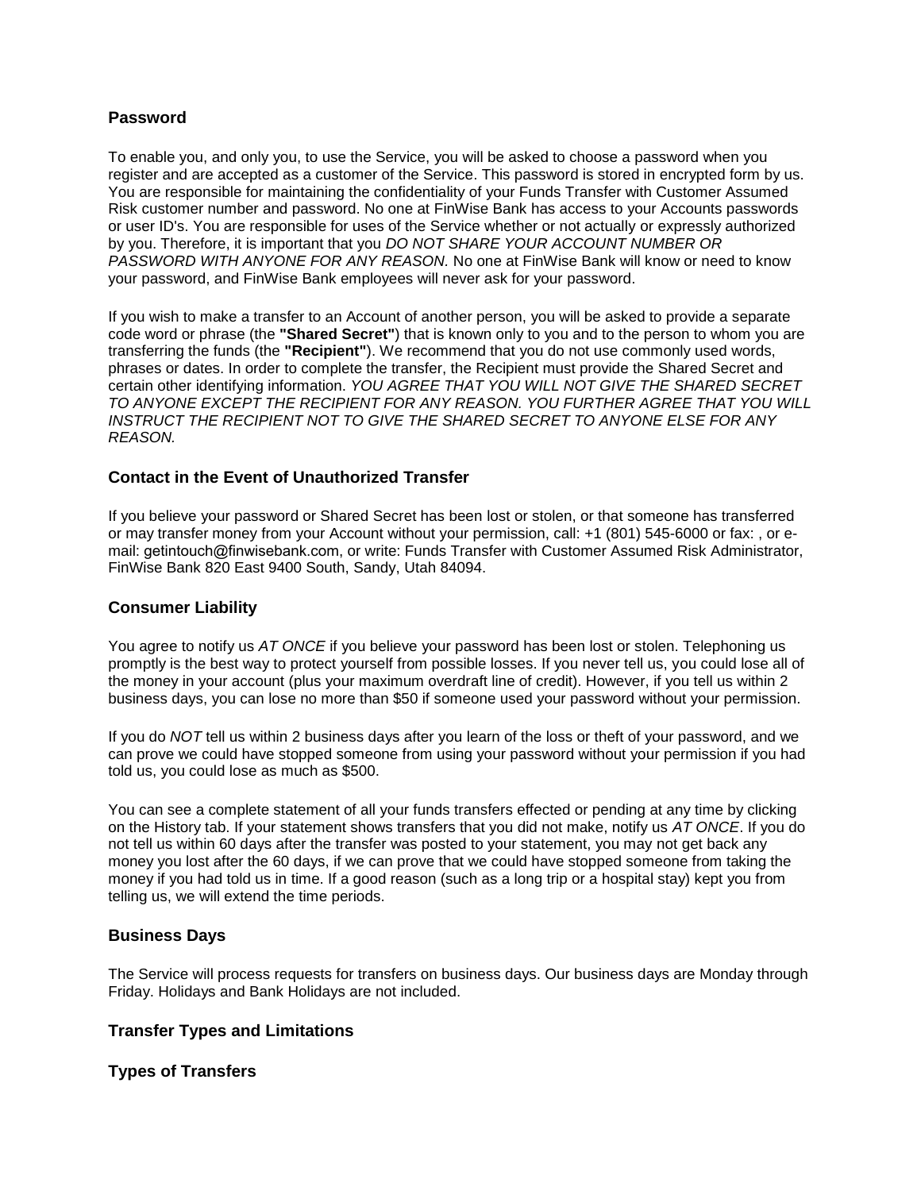### Password

To enable you, and only you, to use the Service, you will be asked to choose a password when you register and are accepted as a customer of the Service. This password is stored in encrypted form by us. You are responsible for maintaining the confidentiality of your Funds Transfer with Customer Assumed Risk customer number and password. No one at FinWise Bank has access to your Accounts passwords or user ID's. You are responsible for uses of the Service whether or not actually or expressly authorized by you. Therefore, it is important that you *DO NOT SHARE YOUR ACCOUNT NUMBER OR PASSWORD WITH ANYONE FOR ANY REASON.* No one at FinWise Bank will know or need to know your password, and FinWise Bank employees will never ask for your password.

If you wish to make a transfer to an Account of another person, you will be asked to provide a separate code word or phrase (the **"Shared Secret"**) that is known only to you and to the person to whom you are transferring the funds (the **"Recipient"**). We recommend that you do not use commonly used words, phrases or dates. In order to complete the transfer, the Recipient must provide the Shared Secret and certain other identifying information. *YOU AGREE THAT YOU WILL NOT GIVE THE SHARED SECRET TO ANYONE EXCEPT THE RECIPIENT FOR ANY REASON. YOU FURTHER AGREE THAT YOU WILL INSTRUCT THE RECIPIENT NOT TO GIVE THE SHARED SECRET TO ANYONE ELSE FOR ANY REASON.*

### Contact in the Event of Unauthorized Transfer

If you believe your password or Shared Secret has been lost or stolen, or that someone has transferred or may transfer money from your Account without your permission, call: +1 (801) 545-6000 or fax: , or e-mail: getintouch@finwisebank.com, or write: Funds Transfer with Customer Assumed Risk Administrator, FinWise Bank 820 East 9400 South, Sandy, Utah 84094.

### Consumer Liability

You agree to notify us *AT ONCE* if you believe your password has been lost or stolen. Telephoning us promptly is the best way to protect yourself from possible losses. If you never tell us, you could lose all of the money in your account (plus your maximum overdraft line of credit). However, if you tell us within 2 business days, you can lose no more than $50 if someone used your password without your permission.

If you do *NOT* tell us within 2 business days after you learn of the loss or theft of your password, and we can prove we could have stopped someone from using your password without your permission if you had told us, you could lose as much as $500.

You can see a complete statement of all your funds transfers effected or pending at any time by clicking on the History tab. If your statement shows transfers that you did not make, notify us *AT ONCE*. If you do not tell us within 60 days after the transfer was posted to your statement, you may not get back any money you lost after the 60 days, if we can prove that we could have stopped someone from taking the money if you had told us in time. If a good reason (such as a long trip or a hospital stay) kept you from telling us, we will extend the time periods.

### Business Days

The Service will process requests for transfers on business days. Our business days are Monday through Friday. Holidays and Bank Holidays are not included.

### Transfer Types and Limitations

### Types of Transfers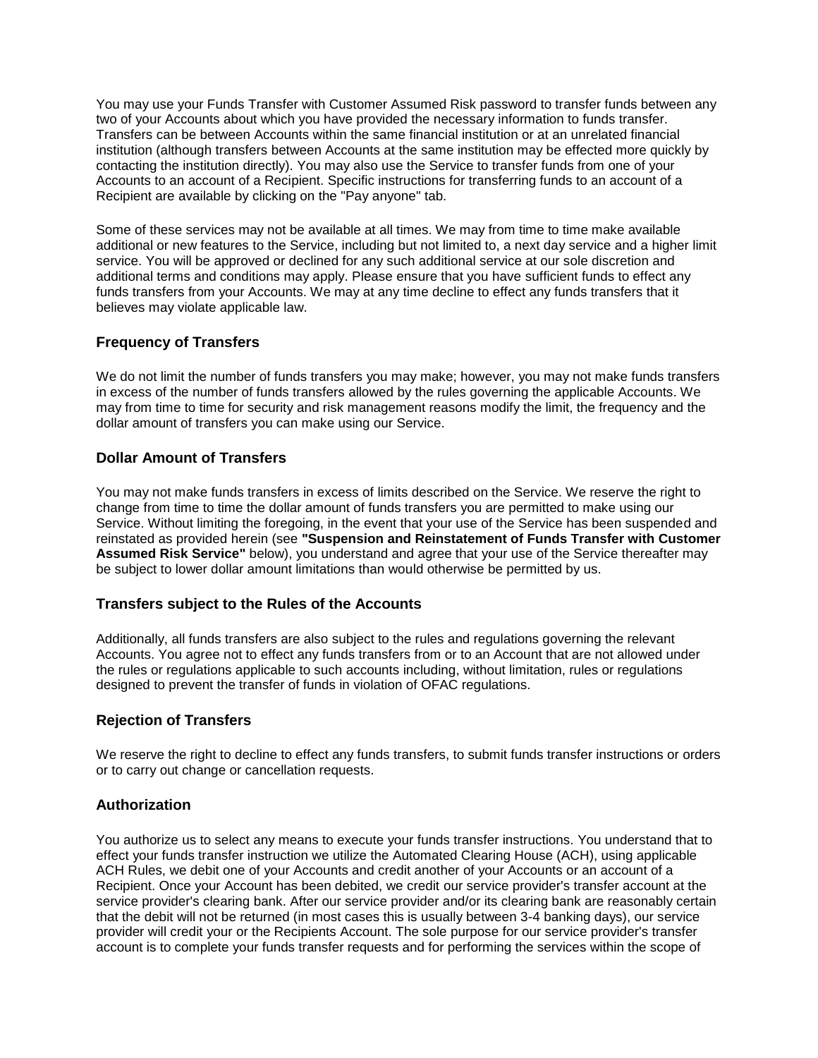You may use your Funds Transfer with Customer Assumed Risk password to transfer funds between any two of your Accounts about which you have provided the necessary information to funds transfer. Transfers can be between Accounts within the same financial institution or at an unrelated financial institution (although transfers between Accounts at the same institution may be effected more quickly by contacting the institution directly). You may also use the Service to transfer funds from one of your Accounts to an account of a Recipient. Specific instructions for transferring funds to an account of a Recipient are available by clicking on the "Pay anyone" tab.

Some of these services may not be available at all times. We may from time to time make available additional or new features to the Service, including but not limited to, a next day service and a higher limit service. You will be approved or declined for any such additional service at our sole discretion and additional terms and conditions may apply. Please ensure that you have sufficient funds to effect any funds transfers from your Accounts. We may at any time decline to effect any funds transfers that it believes may violate applicable law.

### Frequency of Transfers

We do not limit the number of funds transfers you may make; however, you may not make funds transfers in excess of the number of funds transfers allowed by the rules governing the applicable Accounts. We may from time to time for security and risk management reasons modify the limit, the frequency and the dollar amount of transfers you can make using our Service.

### Dollar Amount of Transfers

You may not make funds transfers in excess of limits described on the Service. We reserve the right to change from time to time the dollar amount of funds transfers you are permitted to make using our Service. Without limiting the foregoing, in the event that your use of the Service has been suspended and reinstated as provided herein (see **"Suspension and Reinstatement of Funds Transfer with Customer Assumed Risk Service"** below), you understand and agree that your use of the Service thereafter may be subject to lower dollar amount limitations than would otherwise be permitted by us.

### Transfers subject to the Rules of the Accounts

Additionally, all funds transfers are also subject to the rules and regulations governing the relevant Accounts. You agree not to effect any funds transfers from or to an Account that are not allowed under the rules or regulations applicable to such accounts including, without limitation, rules or regulations designed to prevent the transfer of funds in violation of OFAC regulations.

### Rejection of Transfers

We reserve the right to decline to effect any funds transfers, to submit funds transfer instructions or orders or to carry out change or cancellation requests.

### Authorization

You authorize us to select any means to execute your funds transfer instructions. You understand that to effect your funds transfer instruction we utilize the Automated Clearing House (ACH), using applicable ACH Rules, we debit one of your Accounts and credit another of your Accounts or an account of a Recipient. Once your Account has been debited, we credit our service provider's transfer account at the service provider's clearing bank. After our service provider and/or its clearing bank are reasonably certain that the debit will not be returned (in most cases this is usually between 3-4 banking days), our service provider will credit your or the Recipients Account. The sole purpose for our service provider's transfer account is to complete your funds transfer requests and for performing the services within the scope of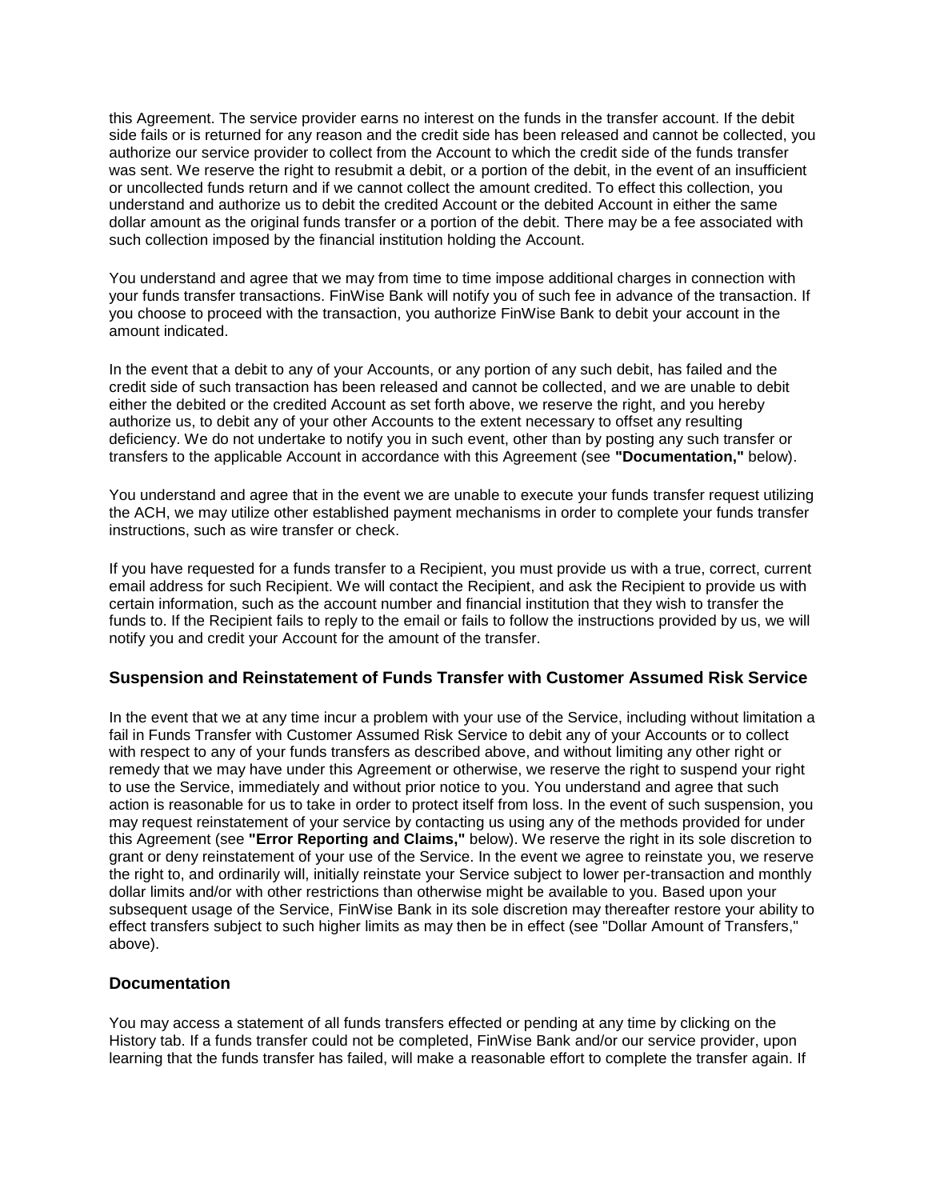this Agreement. The service provider earns no interest on the funds in the transfer account. If the debit side fails or is returned for any reason and the credit side has been released and cannot be collected, you authorize our service provider to collect from the Account to which the credit side of the funds transfer was sent. We reserve the right to resubmit a debit, or a portion of the debit, in the event of an insufficient or uncollected funds return and if we cannot collect the amount credited. To effect this collection, you understand and authorize us to debit the credited Account or the debited Account in either the same dollar amount as the original funds transfer or a portion of the debit. There may be a fee associated with such collection imposed by the financial institution holding the Account.

You understand and agree that we may from time to time impose additional charges in connection with your funds transfer transactions. FinWise Bank will notify you of such fee in advance of the transaction. If you choose to proceed with the transaction, you authorize FinWise Bank to debit your account in the amount indicated.

In the event that a debit to any of your Accounts, or any portion of any such debit, has failed and the credit side of such transaction has been released and cannot be collected, and we are unable to debit either the debited or the credited Account as set forth above, we reserve the right, and you hereby authorize us, to debit any of your other Accounts to the extent necessary to offset any resulting deficiency. We do not undertake to notify you in such event, other than by posting any such transfer or transfers to the applicable Account in accordance with this Agreement (see **"Documentation,"** below).

You understand and agree that in the event we are unable to execute your funds transfer request utilizing the ACH, we may utilize other established payment mechanisms in order to complete your funds transfer instructions, such as wire transfer or check.

If you have requested for a funds transfer to a Recipient, you must provide us with a true, correct, current email address for such Recipient. We will contact the Recipient, and ask the Recipient to provide us with certain information, such as the account number and financial institution that they wish to transfer the funds to. If the Recipient fails to reply to the email or fails to follow the instructions provided by us, we will notify you and credit your Account for the amount of the transfer.

### Suspension and Reinstatement of Funds Transfer with Customer Assumed Risk Service

In the event that we at any time incur a problem with your use of the Service, including without limitation a fail in Funds Transfer with Customer Assumed Risk Service to debit any of your Accounts or to collect with respect to any of your funds transfers as described above, and without limiting any other right or remedy that we may have under this Agreement or otherwise, we reserve the right to suspend your right to use the Service, immediately and without prior notice to you. You understand and agree that such action is reasonable for us to take in order to protect itself from loss. In the event of such suspension, you may request reinstatement of your service by contacting us using any of the methods provided for under this Agreement (see **"Error Reporting and Claims,"** below). We reserve the right in its sole discretion to grant or deny reinstatement of your use of the Service. In the event we agree to reinstate you, we reserve the right to, and ordinarily will, initially reinstate your Service subject to lower per-transaction and monthly dollar limits and/or with other restrictions than otherwise might be available to you. Based upon your subsequent usage of the Service, FinWise Bank in its sole discretion may thereafter restore your ability to effect transfers subject to such higher limits as may then be in effect (see "Dollar Amount of Transfers," above).

### Documentation

You may access a statement of all funds transfers effected or pending at any time by clicking on the History tab. If a funds transfer could not be completed, FinWise Bank and/or our service provider, upon learning that the funds transfer has failed, will make a reasonable effort to complete the transfer again. If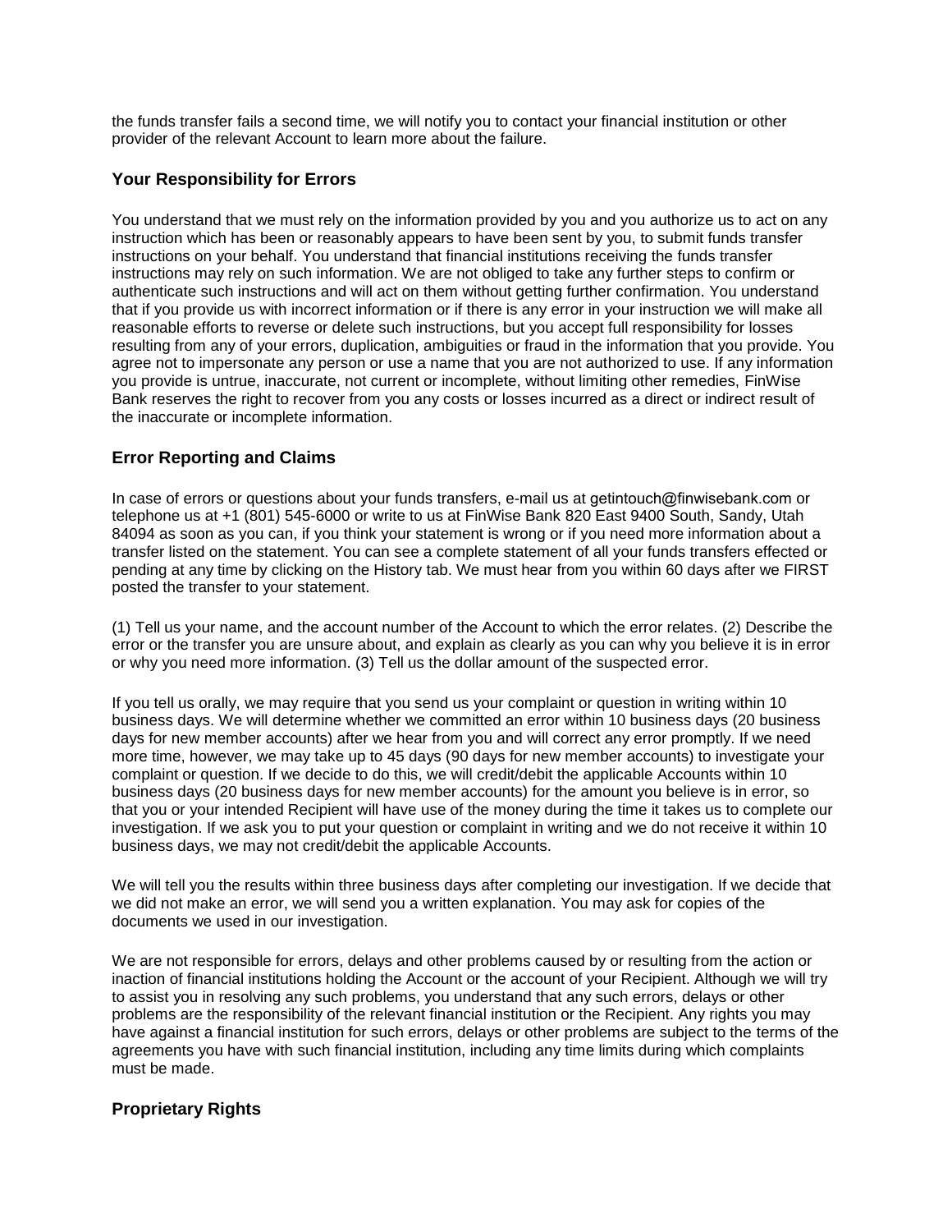the funds transfer fails a second time, we will notify you to contact your financial institution or other provider of the relevant Account to learn more about the failure.

### Your Responsibility for Errors

You understand that we must rely on the information provided by you and you authorize us to act on any instruction which has been or reasonably appears to have been sent by you, to submit funds transfer instructions on your behalf. You understand that financial institutions receiving the funds transfer instructions may rely on such information. We are not obliged to take any further steps to confirm or authenticate such instructions and will act on them without getting further confirmation. You understand that if you provide us with incorrect information or if there is any error in your instruction we will make all reasonable efforts to reverse or delete such instructions, but you accept full responsibility for losses resulting from any of your errors, duplication, ambiguities or fraud in the information that you provide. You agree not to impersonate any person or use a name that you are not authorized to use. If any information you provide is untrue, inaccurate, not current or incomplete, without limiting other remedies, FinWise Bank reserves the right to recover from you any costs or losses incurred as a direct or indirect result of the inaccurate or incomplete information.

### Error Reporting and Claims

In case of errors or questions about your funds transfers, e-mail us at getintouch@finwisebank.com or telephone us at +1 (801) 545-6000 or write to us at FinWise Bank 820 East 9400 South, Sandy, Utah 84094 as soon as you can, if you think your statement is wrong or if you need more information about a transfer listed on the statement. You can see a complete statement of all your funds transfers effected or pending at any time by clicking on the History tab. We must hear from you within 60 days after we FIRST posted the transfer to your statement.

(1) Tell us your name, and the account number of the Account to which the error relates. (2) Describe the error or the transfer you are unsure about, and explain as clearly as you can why you believe it is in error or why you need more information. (3) Tell us the dollar amount of the suspected error.

If you tell us orally, we may require that you send us your complaint or question in writing within 10 business days. We will determine whether we committed an error within 10 business days (20 business days for new member accounts) after we hear from you and will correct any error promptly. If we need more time, however, we may take up to 45 days (90 days for new member accounts) to investigate your complaint or question. If we decide to do this, we will credit/debit the applicable Accounts within 10 business days (20 business days for new member accounts) for the amount you believe is in error, so that you or your intended Recipient will have use of the money during the time it takes us to complete our investigation. If we ask you to put your question or complaint in writing and we do not receive it within 10 business days, we may not credit/debit the applicable Accounts.

We will tell you the results within three business days after completing our investigation. If we decide that we did not make an error, we will send you a written explanation. You may ask for copies of the documents we used in our investigation.

We are not responsible for errors, delays and other problems caused by or resulting from the action or inaction of financial institutions holding the Account or the account of your Recipient. Although we will try to assist you in resolving any such problems, you understand that any such errors, delays or other problems are the responsibility of the relevant financial institution or the Recipient. Any rights you may have against a financial institution for such errors, delays or other problems are subject to the terms of the agreements you have with such financial institution, including any time limits during which complaints must be made.

### Proprietary Rights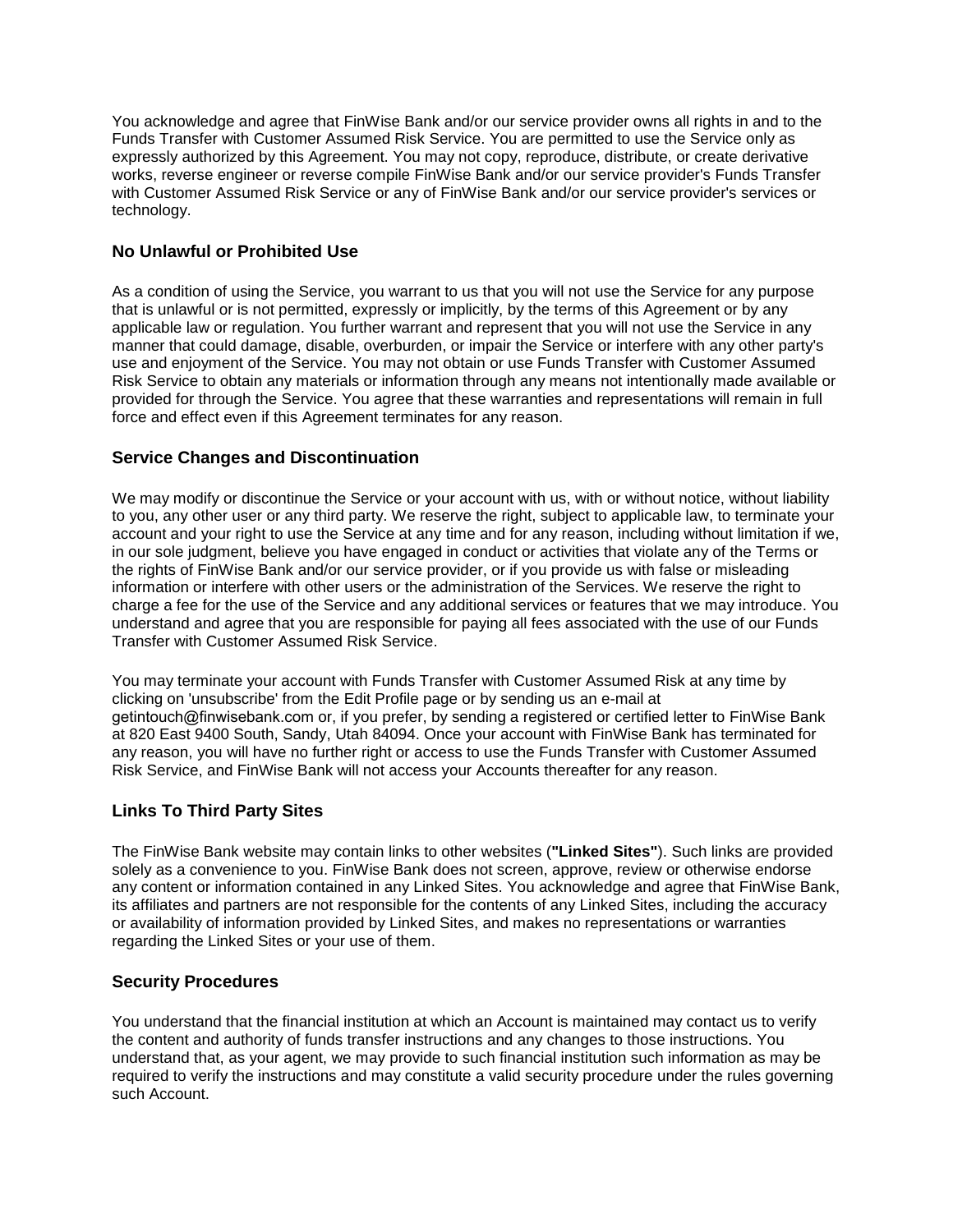You acknowledge and agree that FinWise Bank and/or our service provider owns all rights in and to the Funds Transfer with Customer Assumed Risk Service. You are permitted to use the Service only as expressly authorized by this Agreement. You may not copy, reproduce, distribute, or create derivative works, reverse engineer or reverse compile FinWise Bank and/or our service provider's Funds Transfer with Customer Assumed Risk Service or any of FinWise Bank and/or our service provider's services or technology.

### No Unlawful or Prohibited Use

As a condition of using the Service, you warrant to us that you will not use the Service for any purpose that is unlawful or is not permitted, expressly or implicitly, by the terms of this Agreement or by any applicable law or regulation. You further warrant and represent that you will not use the Service in any manner that could damage, disable, overburden, or impair the Service or interfere with any other party's use and enjoyment of the Service. You may not obtain or use Funds Transfer with Customer Assumed Risk Service to obtain any materials or information through any means not intentionally made available or provided for through the Service. You agree that these warranties and representations will remain in full force and effect even if this Agreement terminates for any reason.

### Service Changes and Discontinuation

We may modify or discontinue the Service or your account with us, with or without notice, without liability to you, any other user or any third party. We reserve the right, subject to applicable law, to terminate your account and your right to use the Service at any time and for any reason, including without limitation if we, in our sole judgment, believe you have engaged in conduct or activities that violate any of the Terms or the rights of FinWise Bank and/or our service provider, or if you provide us with false or misleading information or interfere with other users or the administration of the Services. We reserve the right to charge a fee for the use of the Service and any additional services or features that we may introduce. You understand and agree that you are responsible for paying all fees associated with the use of our Funds Transfer with Customer Assumed Risk Service.

You may terminate your account with Funds Transfer with Customer Assumed Risk at any time by clicking on 'unsubscribe' from the Edit Profile page or by sending us an e-mail at getintouch@finwisebank.com or, if you prefer, by sending a registered or certified letter to FinWise Bank at 820 East 9400 South, Sandy, Utah 84094. Once your account with FinWise Bank has terminated for any reason, you will have no further right or access to use the Funds Transfer with Customer Assumed Risk Service, and FinWise Bank will not access your Accounts thereafter for any reason.

### Links To Third Party Sites

The FinWise Bank website may contain links to other websites (**"Linked Sites"**). Such links are provided solely as a convenience to you. FinWise Bank does not screen, approve, review or otherwise endorse any content or information contained in any Linked Sites. You acknowledge and agree that FinWise Bank, its affiliates and partners are not responsible for the contents of any Linked Sites, including the accuracy or availability of information provided by Linked Sites, and makes no representations or warranties regarding the Linked Sites or your use of them.

### Security Procedures

You understand that the financial institution at which an Account is maintained may contact us to verify the content and authority of funds transfer instructions and any changes to those instructions. You understand that, as your agent, we may provide to such financial institution such information as may be required to verify the instructions and may constitute a valid security procedure under the rules governing such Account.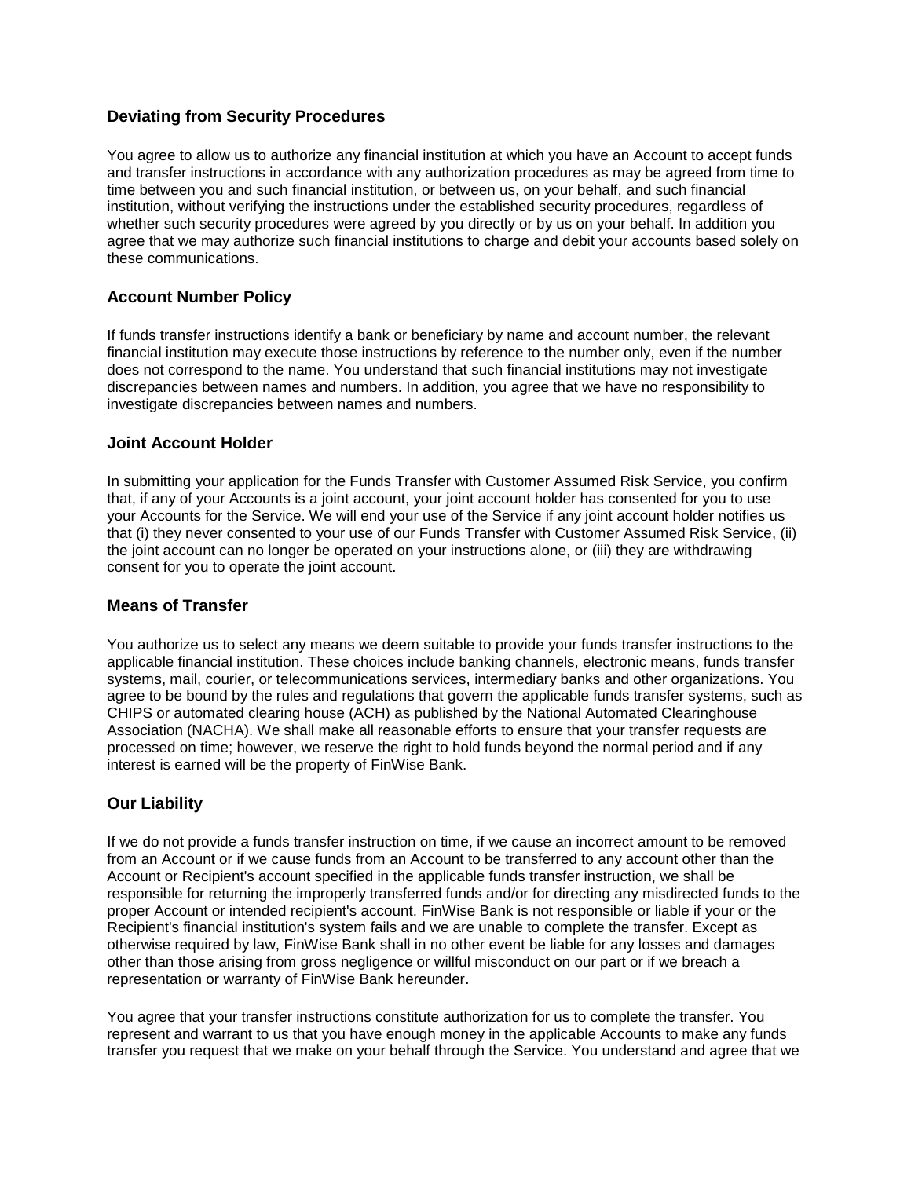## Deviating from Security Procedures

You agree to allow us to authorize any financial institution at which you have an Account to accept funds and transfer instructions in accordance with any authorization procedures as may be agreed from time to time between you and such financial institution, or between us, on your behalf, and such financial institution, without verifying the instructions under the established security procedures, regardless of whether such security procedures were agreed by you directly or by us on your behalf. In addition you agree that we may authorize such financial institutions to charge and debit your accounts based solely on these communications.

## Account Number Policy

If funds transfer instructions identify a bank or beneficiary by name and account number, the relevant financial institution may execute those instructions by reference to the number only, even if the number does not correspond to the name. You understand that such financial institutions may not investigate discrepancies between names and numbers. In addition, you agree that we have no responsibility to investigate discrepancies between names and numbers.

## Joint Account Holder

In submitting your application for the Funds Transfer with Customer Assumed Risk Service, you confirm that, if any of your Accounts is a joint account, your joint account holder has consented for you to use your Accounts for the Service. We will end your use of the Service if any joint account holder notifies us that (i) they never consented to your use of our Funds Transfer with Customer Assumed Risk Service, (ii) the joint account can no longer be operated on your instructions alone, or (iii) they are withdrawing consent for you to operate the joint account.

## Means of Transfer

You authorize us to select any means we deem suitable to provide your funds transfer instructions to the applicable financial institution. These choices include banking channels, electronic means, funds transfer systems, mail, courier, or telecommunications services, intermediary banks and other organizations. You agree to be bound by the rules and regulations that govern the applicable funds transfer systems, such as CHIPS or automated clearing house (ACH) as published by the National Automated Clearinghouse Association (NACHA). We shall make all reasonable efforts to ensure that your transfer requests are processed on time; however, we reserve the right to hold funds beyond the normal period and if any interest is earned will be the property of FinWise Bank.

## Our Liability

If we do not provide a funds transfer instruction on time, if we cause an incorrect amount to be removed from an Account or if we cause funds from an Account to be transferred to any account other than the Account or Recipient's account specified in the applicable funds transfer instruction, we shall be responsible for returning the improperly transferred funds and/or for directing any misdirected funds to the proper Account or intended recipient's account. FinWise Bank is not responsible or liable if your or the Recipient's financial institution's system fails and we are unable to complete the transfer. Except as otherwise required by law, FinWise Bank shall in no other event be liable for any losses and damages other than those arising from gross negligence or willful misconduct on our part or if we breach a representation or warranty of FinWise Bank hereunder.

You agree that your transfer instructions constitute authorization for us to complete the transfer. You represent and warrant to us that you have enough money in the applicable Accounts to make any funds transfer you request that we make on your behalf through the Service. You understand and agree that we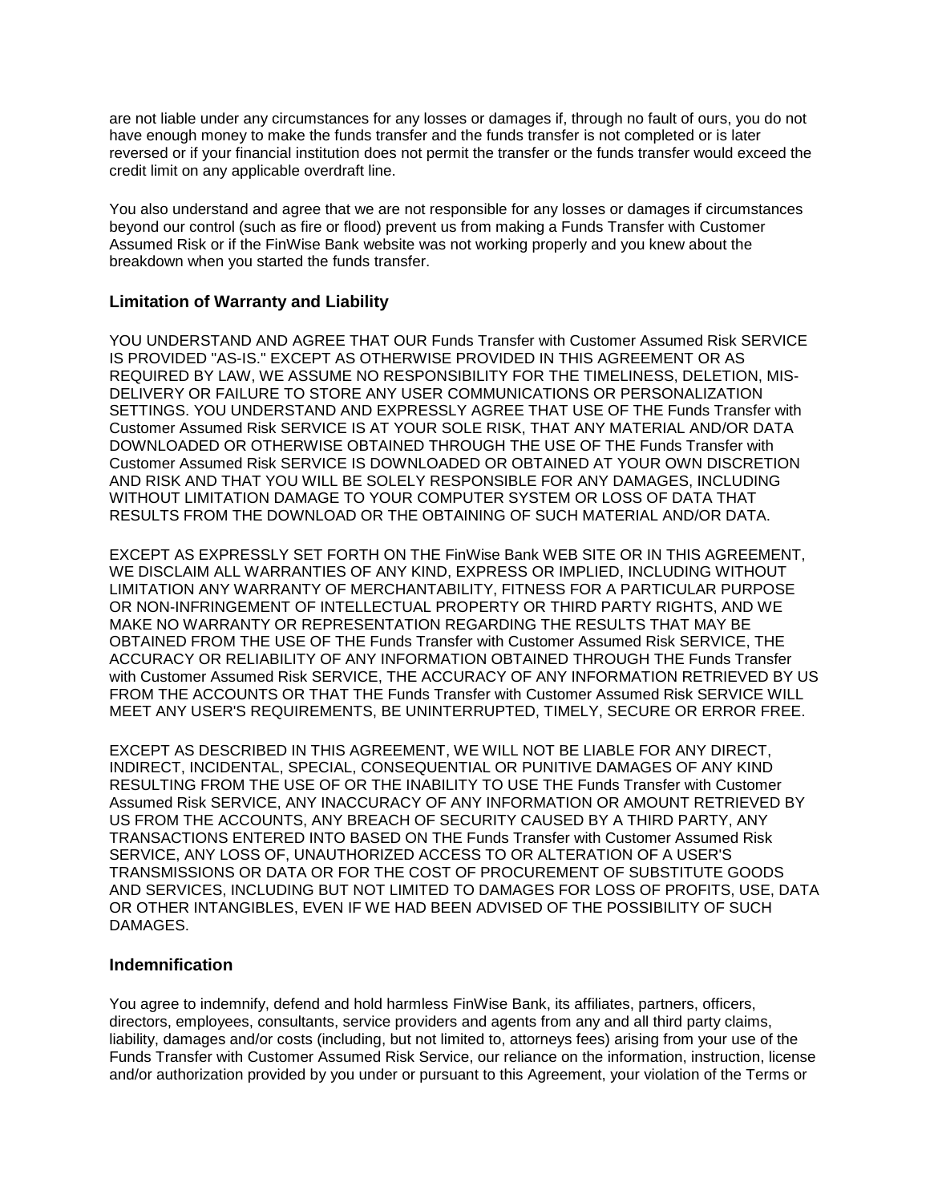are not liable under any circumstances for any losses or damages if, through no fault of ours, you do not have enough money to make the funds transfer and the funds transfer is not completed or is later reversed or if your financial institution does not permit the transfer or the funds transfer would exceed the credit limit on any applicable overdraft line.

You also understand and agree that we are not responsible for any losses or damages if circumstances beyond our control (such as fire or flood) prevent us from making a Funds Transfer with Customer Assumed Risk or if the FinWise Bank website was not working properly and you knew about the breakdown when you started the funds transfer.

### Limitation of Warranty and Liability

YOU UNDERSTAND AND AGREE THAT OUR Funds Transfer with Customer Assumed Risk SERVICE IS PROVIDED "AS-IS." EXCEPT AS OTHERWISE PROVIDED IN THIS AGREEMENT OR AS REQUIRED BY LAW, WE ASSUME NO RESPONSIBILITY FOR THE TIMELINESS, DELETION, MIS-DELIVERY OR FAILURE TO STORE ANY USER COMMUNICATIONS OR PERSONALIZATION SETTINGS. YOU UNDERSTAND AND EXPRESSLY AGREE THAT USE OF THE Funds Transfer with Customer Assumed Risk SERVICE IS AT YOUR SOLE RISK, THAT ANY MATERIAL AND/OR DATA DOWNLOADED OR OTHERWISE OBTAINED THROUGH THE USE OF THE Funds Transfer with Customer Assumed Risk SERVICE IS DOWNLOADED OR OBTAINED AT YOUR OWN DISCRETION AND RISK AND THAT YOU WILL BE SOLELY RESPONSIBLE FOR ANY DAMAGES, INCLUDING WITHOUT LIMITATION DAMAGE TO YOUR COMPUTER SYSTEM OR LOSS OF DATA THAT RESULTS FROM THE DOWNLOAD OR THE OBTAINING OF SUCH MATERIAL AND/OR DATA.

EXCEPT AS EXPRESSLY SET FORTH ON THE FinWise Bank WEB SITE OR IN THIS AGREEMENT, WE DISCLAIM ALL WARRANTIES OF ANY KIND, EXPRESS OR IMPLIED, INCLUDING WITHOUT LIMITATION ANY WARRANTY OF MERCHANTABILITY, FITNESS FOR A PARTICULAR PURPOSE OR NON-INFRINGEMENT OF INTELLECTUAL PROPERTY OR THIRD PARTY RIGHTS, AND WE MAKE NO WARRANTY OR REPRESENTATION REGARDING THE RESULTS THAT MAY BE OBTAINED FROM THE USE OF THE Funds Transfer with Customer Assumed Risk SERVICE, THE ACCURACY OR RELIABILITY OF ANY INFORMATION OBTAINED THROUGH THE Funds Transfer with Customer Assumed Risk SERVICE, THE ACCURACY OF ANY INFORMATION RETRIEVED BY US FROM THE ACCOUNTS OR THAT THE Funds Transfer with Customer Assumed Risk SERVICE WILL MEET ANY USER'S REQUIREMENTS, BE UNINTERRUPTED, TIMELY, SECURE OR ERROR FREE.

EXCEPT AS DESCRIBED IN THIS AGREEMENT, WE WILL NOT BE LIABLE FOR ANY DIRECT, INDIRECT, INCIDENTAL, SPECIAL, CONSEQUENTIAL OR PUNITIVE DAMAGES OF ANY KIND RESULTING FROM THE USE OF OR THE INABILITY TO USE THE Funds Transfer with Customer Assumed Risk SERVICE, ANY INACCURACY OF ANY INFORMATION OR AMOUNT RETRIEVED BY US FROM THE ACCOUNTS, ANY BREACH OF SECURITY CAUSED BY A THIRD PARTY, ANY TRANSACTIONS ENTERED INTO BASED ON THE Funds Transfer with Customer Assumed Risk SERVICE, ANY LOSS OF, UNAUTHORIZED ACCESS TO OR ALTERATION OF A USER'S TRANSMISSIONS OR DATA OR FOR THE COST OF PROCUREMENT OF SUBSTITUTE GOODS AND SERVICES, INCLUDING BUT NOT LIMITED TO DAMAGES FOR LOSS OF PROFITS, USE, DATA OR OTHER INTANGIBLES, EVEN IF WE HAD BEEN ADVISED OF THE POSSIBILITY OF SUCH DAMAGES.

### Indemnification

You agree to indemnify, defend and hold harmless FinWise Bank, its affiliates, partners, officers, directors, employees, consultants, service providers and agents from any and all third party claims, liability, damages and/or costs (including, but not limited to, attorneys fees) arising from your use of the Funds Transfer with Customer Assumed Risk Service, our reliance on the information, instruction, license and/or authorization provided by you under or pursuant to this Agreement, your violation of the Terms or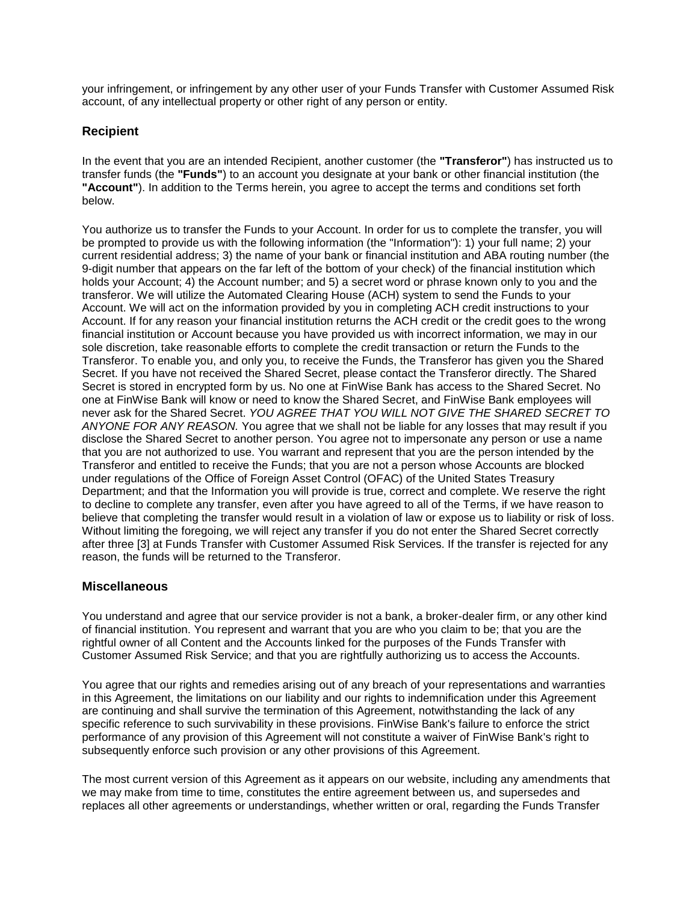your infringement, or infringement by any other user of your Funds Transfer with Customer Assumed Risk account, of any intellectual property or other right of any person or entity.

### Recipient

In the event that you are an intended Recipient, another customer (the **"Transferor"**) has instructed us to transfer funds (the **"Funds"**) to an account you designate at your bank or other financial institution (the **"Account"**). In addition to the Terms herein, you agree to accept the terms and conditions set forth below.

You authorize us to transfer the Funds to your Account. In order for us to complete the transfer, you will be prompted to provide us with the following information (the "Information"): 1) your full name; 2) your current residential address; 3) the name of your bank or financial institution and ABA routing number (the 9-digit number that appears on the far left of the bottom of your check) of the financial institution which holds your Account; 4) the Account number; and 5) a secret word or phrase known only to you and the transferor. We will utilize the Automated Clearing House (ACH) system to send the Funds to your Account. We will act on the information provided by you in completing ACH credit instructions to your Account. If for any reason your financial institution returns the ACH credit or the credit goes to the wrong financial institution or Account because you have provided us with incorrect information, we may in our sole discretion, take reasonable efforts to complete the credit transaction or return the Funds to the Transferor. To enable you, and only you, to receive the Funds, the Transferor has given you the Shared Secret. If you have not received the Shared Secret, please contact the Transferor directly. The Shared Secret is stored in encrypted form by us. No one at FinWise Bank has access to the Shared Secret. No one at FinWise Bank will know or need to know the Shared Secret, and FinWise Bank employees will never ask for the Shared Secret. *YOU AGREE THAT YOU WILL NOT GIVE THE SHARED SECRET TO ANYONE FOR ANY REASON.* You agree that we shall not be liable for any losses that may result if you disclose the Shared Secret to another person. You agree not to impersonate any person or use a name that you are not authorized to use. You warrant and represent that you are the person intended by the Transferor and entitled to receive the Funds; that you are not a person whose Accounts are blocked under regulations of the Office of Foreign Asset Control (OFAC) of the United States Treasury Department; and that the Information you will provide is true, correct and complete. We reserve the right to decline to complete any transfer, even after you have agreed to all of the Terms, if we have reason to believe that completing the transfer would result in a violation of law or expose us to liability or risk of loss. Without limiting the foregoing, we will reject any transfer if you do not enter the Shared Secret correctly after three [3] at Funds Transfer with Customer Assumed Risk Services. If the transfer is rejected for any reason, the funds will be returned to the Transferor.

### Miscellaneous

You understand and agree that our service provider is not a bank, a broker-dealer firm, or any other kind of financial institution. You represent and warrant that you are who you claim to be; that you are the rightful owner of all Content and the Accounts linked for the purposes of the Funds Transfer with Customer Assumed Risk Service; and that you are rightfully authorizing us to access the Accounts.

You agree that our rights and remedies arising out of any breach of your representations and warranties in this Agreement, the limitations on our liability and our rights to indemnification under this Agreement are continuing and shall survive the termination of this Agreement, notwithstanding the lack of any specific reference to such survivability in these provisions. FinWise Bank's failure to enforce the strict performance of any provision of this Agreement will not constitute a waiver of FinWise Bank's right to subsequently enforce such provision or any other provisions of this Agreement.

The most current version of this Agreement as it appears on our website, including any amendments that we may make from time to time, constitutes the entire agreement between us, and supersedes and replaces all other agreements or understandings, whether written or oral, regarding the Funds Transfer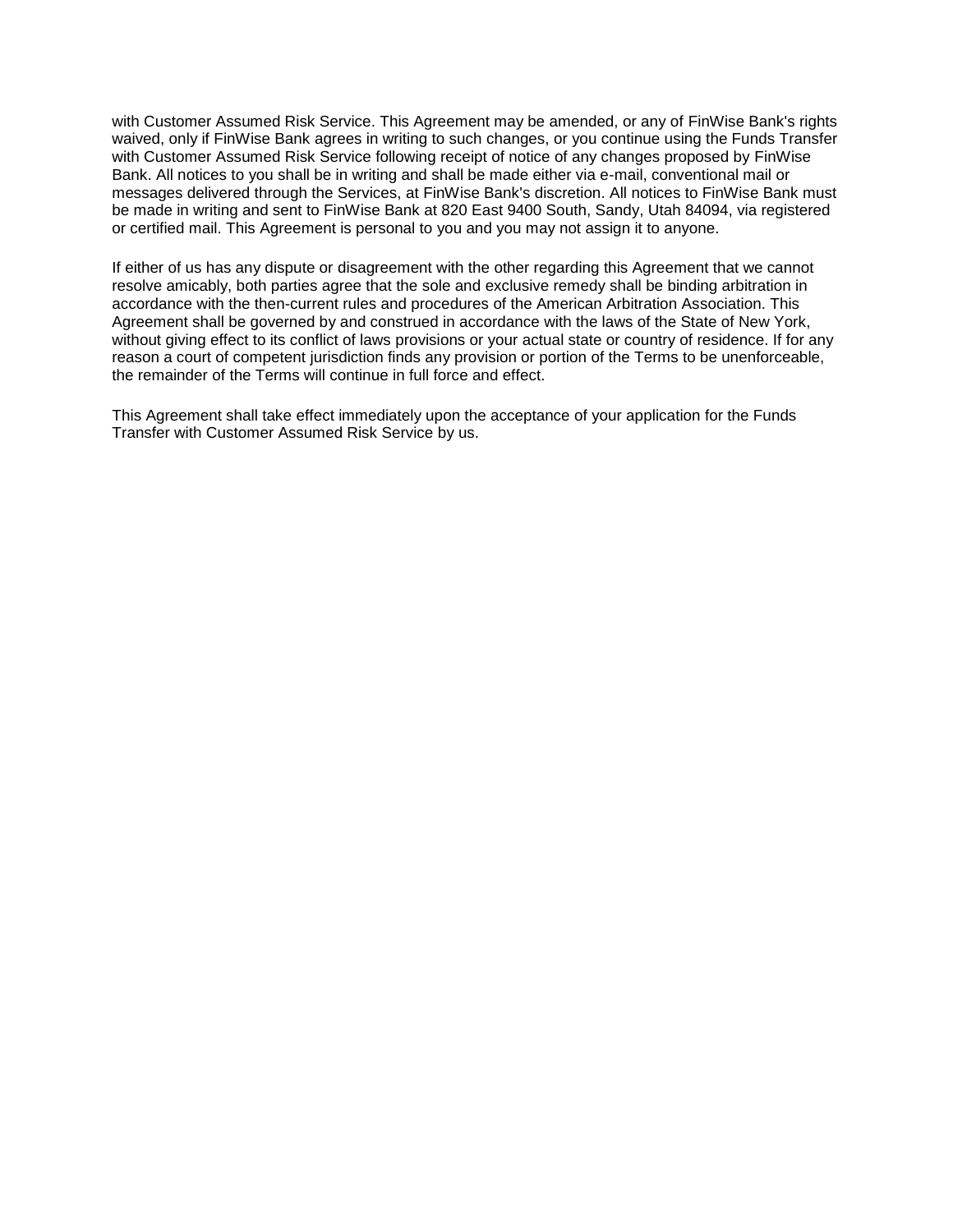with Customer Assumed Risk Service. This Agreement may be amended, or any of FinWise Bank's rights waived, only if FinWise Bank agrees in writing to such changes, or you continue using the Funds Transfer with Customer Assumed Risk Service following receipt of notice of any changes proposed by FinWise Bank. All notices to you shall be in writing and shall be made either via e-mail, conventional mail or messages delivered through the Services, at FinWise Bank's discretion. All notices to FinWise Bank must be made in writing and sent to FinWise Bank at 820 East 9400 South, Sandy, Utah 84094, via registered or certified mail. This Agreement is personal to you and you may not assign it to anyone.

If either of us has any dispute or disagreement with the other regarding this Agreement that we cannot resolve amicably, both parties agree that the sole and exclusive remedy shall be binding arbitration in accordance with the then-current rules and procedures of the American Arbitration Association. This Agreement shall be governed by and construed in accordance with the laws of the State of New York, without giving effect to its conflict of laws provisions or your actual state or country of residence. If for any reason a court of competent jurisdiction finds any provision or portion of the Terms to be unenforceable, the remainder of the Terms will continue in full force and effect.

This Agreement shall take effect immediately upon the acceptance of your application for the Funds Transfer with Customer Assumed Risk Service by us.